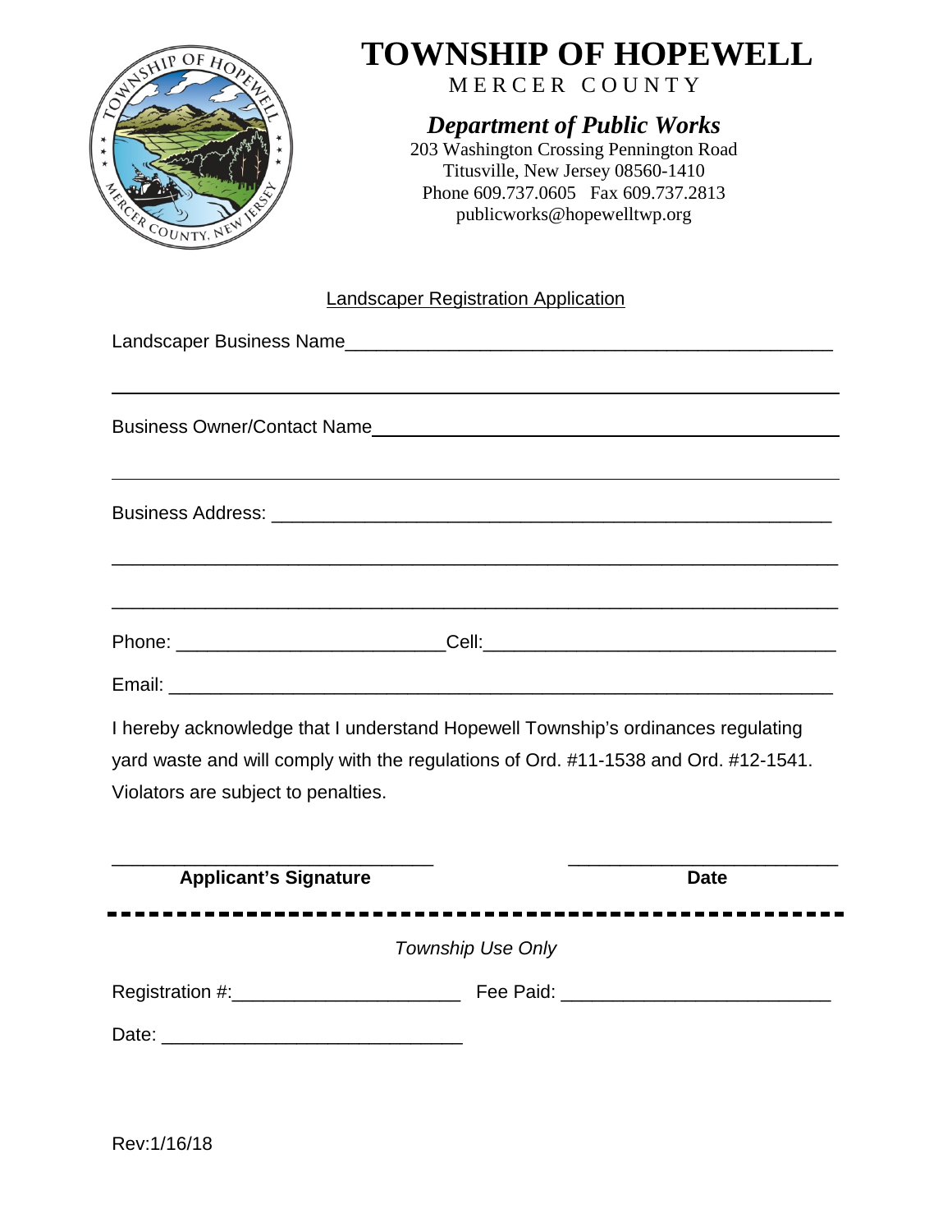# TOWNSHIP OF HOPEWELL

MERCER COUNTY

## *Department of Public Works*

203 Washington Crossing Pennington Road
Titusville, New Jersey 08560-1410
Phone 609.737.0605 Fax 609.737.2813
publicworks@hopewelltwp.org

Landscaper Registration Application

Landscaper Business Name_______________________________________________

_________________________________________________________________

Business Owner/Contact Name_____________________________________________

_________________________________________________________________

Business Address: ______________________________________________________

_________________________________________________________________

_________________________________________________________________

Phone: _________________________ Cell: _________________________________

Email: ________________________________________________________________

I hereby acknowledge that I understand Hopewell Township's ordinances regulating yard waste and will comply with the regulations of Ord. #11-1538 and Ord. #12-1541. Violators are subject to penalties.

______________________________ ________________________

**Applicant's Signature** **Date**

---

*Township Use Only*

Registration #:______________________ Fee Paid: _________________________

Date: ____________________________

Rev:1/16/18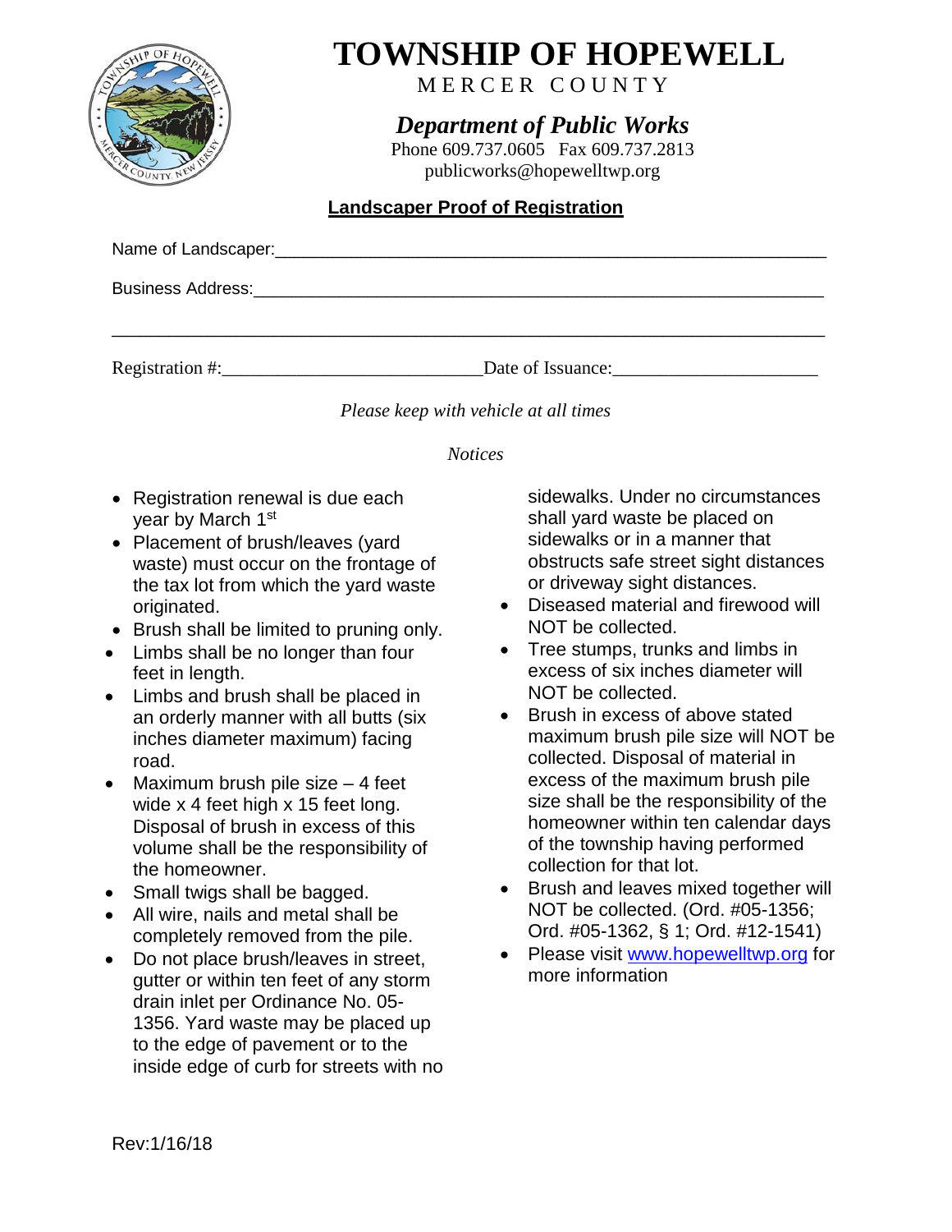# TOWNSHIP OF HOPEWELL

MERCER COUNTY

## *Department of Public Works*

Phone 609.737.0605 Fax 609.737.2813

publicworks@hopewelltwp.org

### **Landscaper Proof of Registration**

Name of Landscaper:\_\_\_\_\_\_\_\_\_\_\_\_\_\_\_\_\_\_\_\_\_\_\_\_\_\_\_\_\_\_\_\_\_\_\_\_\_\_\_\_\_\_\_\_\_\_\_\_\_\_\_\_\_\_\_\_

Business Address:\_\_\_\_\_\_\_\_\_\_\_\_\_\_\_\_\_\_\_\_\_\_\_\_\_\_\_\_\_\_\_\_\_\_\_\_\_\_\_\_\_\_\_\_\_\_\_\_\_\_\_\_\_\_\_\_\_\_

\_\_\_\_\_\_\_\_\_\_\_\_\_\_\_\_\_\_\_\_\_\_\_\_\_\_\_\_\_\_\_\_\_\_\_\_\_\_\_\_\_\_\_\_\_\_\_\_\_\_\_\_\_\_\_\_\_\_\_\_\_\_\_\_\_\_\_\_\_\_\_\_\_\_

Registration #:\_\_\_\_\_\_\_\_\_\_\_\_\_\_\_\_\_\_\_\_\_\_\_\_\_\_\_\_Date of Issuance:\_\_\_\_\_\_\_\_\_\_\_\_\_\_\_\_\_\_\_\_\_\_

*Please keep with vehicle at all times*

*Notices*

- Registration renewal is due each year by March 1st
- Placement of brush/leaves (yard waste) must occur on the frontage of the tax lot from which the yard waste originated.
- Brush shall be limited to pruning only.
- Limbs shall be no longer than four feet in length.
- Limbs and brush shall be placed in an orderly manner with all butts (six inches diameter maximum) facing road.
- Maximum brush pile size – 4 feet wide x 4 feet high x 15 feet long. Disposal of brush in excess of this volume shall be the responsibility of the homeowner.
- Small twigs shall be bagged.
- All wire, nails and metal shall be completely removed from the pile.
- Do not place brush/leaves in street, gutter or within ten feet of any storm drain inlet per Ordinance No. 05-1356. Yard waste may be placed up to the edge of pavement or to the inside edge of curb for streets with no sidewalks. Under no circumstances shall yard waste be placed on sidewalks or in a manner that obstructs safe street sight distances or driveway sight distances.
- Diseased material and firewood will NOT be collected.
- Tree stumps, trunks and limbs in excess of six inches diameter will NOT be collected.
- Brush in excess of above stated maximum brush pile size will NOT be collected. Disposal of material in excess of the maximum brush pile size shall be the responsibility of the homeowner within ten calendar days of the township having performed collection for that lot.
- Brush and leaves mixed together will NOT be collected. (Ord. #05-1356; Ord. #05-1362, § 1; Ord. #12-1541)
- Please visit www.hopewelltwp.org for more information

Rev:1/16/18